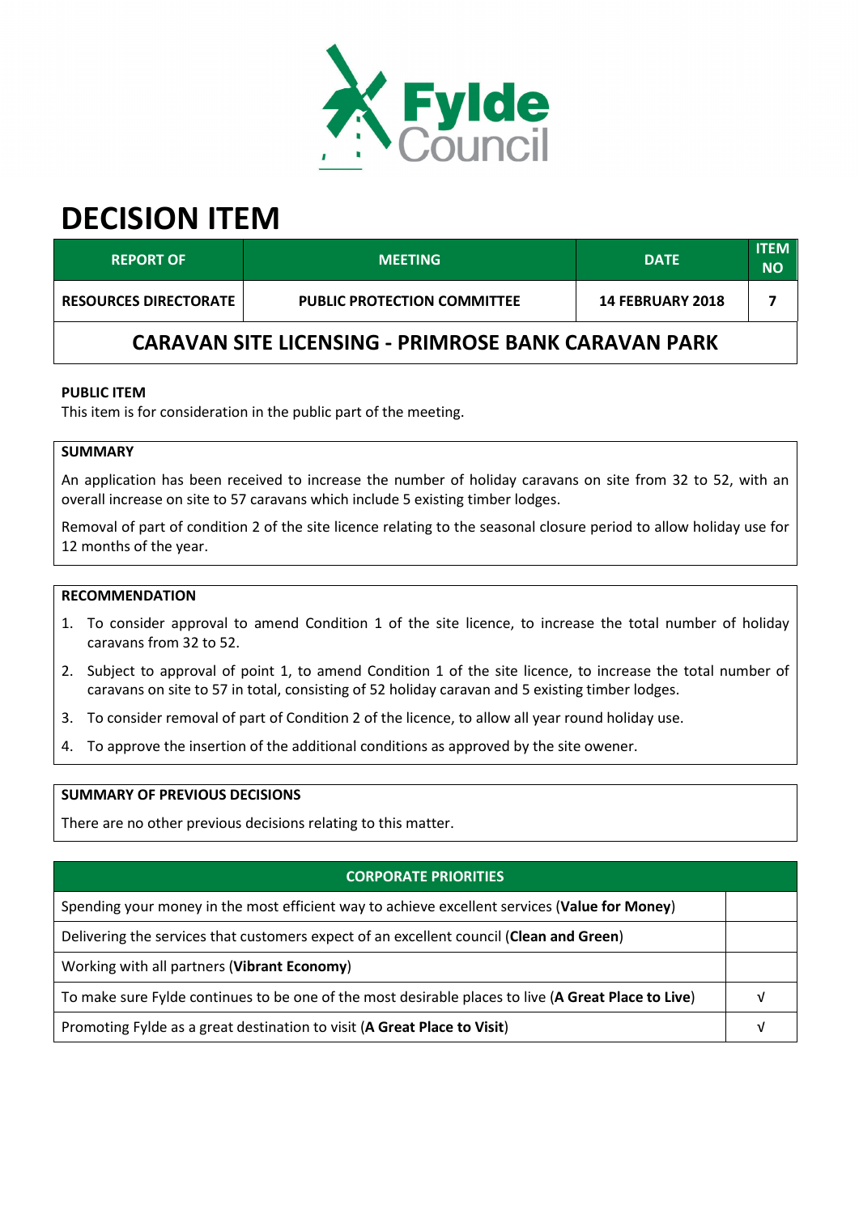# DECISION ITEM

| REPORT OF | MEETING | DATE | ITEM NO |
|---|---|---|---|
| RESOURCES DIRECTORATE | PUBLIC PROTECTION COMMITTEE | 14 FEBRUARY 2018 | 7 |

## CARAVAN SITE LICENSING - PRIMROSE BANK CARAVAN PARK

**PUBLIC ITEM**

This item is for consideration in the public part of the meeting.

**SUMMARY**

An application has been received to increase the number of holiday caravans on site from 32 to 52, with an overall increase on site to 57 caravans which include 5 existing timber lodges.

Removal of part of condition 2 of the site licence relating to the seasonal closure period to allow holiday use for 12 months of the year.

**RECOMMENDATION**

1. To consider approval to amend Condition 1 of the site licence, to increase the total number of holiday caravans from 32 to 52.
2. Subject to approval of point 1, to amend Condition 1 of the site licence, to increase the total number of caravans on site to 57 in total, consisting of 52 holiday caravan and 5 existing timber lodges.
3. To consider removal of part of Condition 2 of the licence, to allow all year round holiday use.
4. To approve the insertion of the additional conditions as approved by the site owener.

**SUMMARY OF PREVIOUS DECISIONS**

There are no other previous decisions relating to this matter.

| CORPORATE PRIORITIES | |
|---|---|
| Spending your money in the most efficient way to achieve excellent services (**Value for Money**) | |
| Delivering the services that customers expect of an excellent council (**Clean and Green**) | |
| Working with all partners (**Vibrant Economy**) | |
| To make sure Fylde continues to be one of the most desirable places to live (**A Great Place to Live**) | √ |
| Promoting Fylde as a great destination to visit (**A Great Place to Visit**) | √ |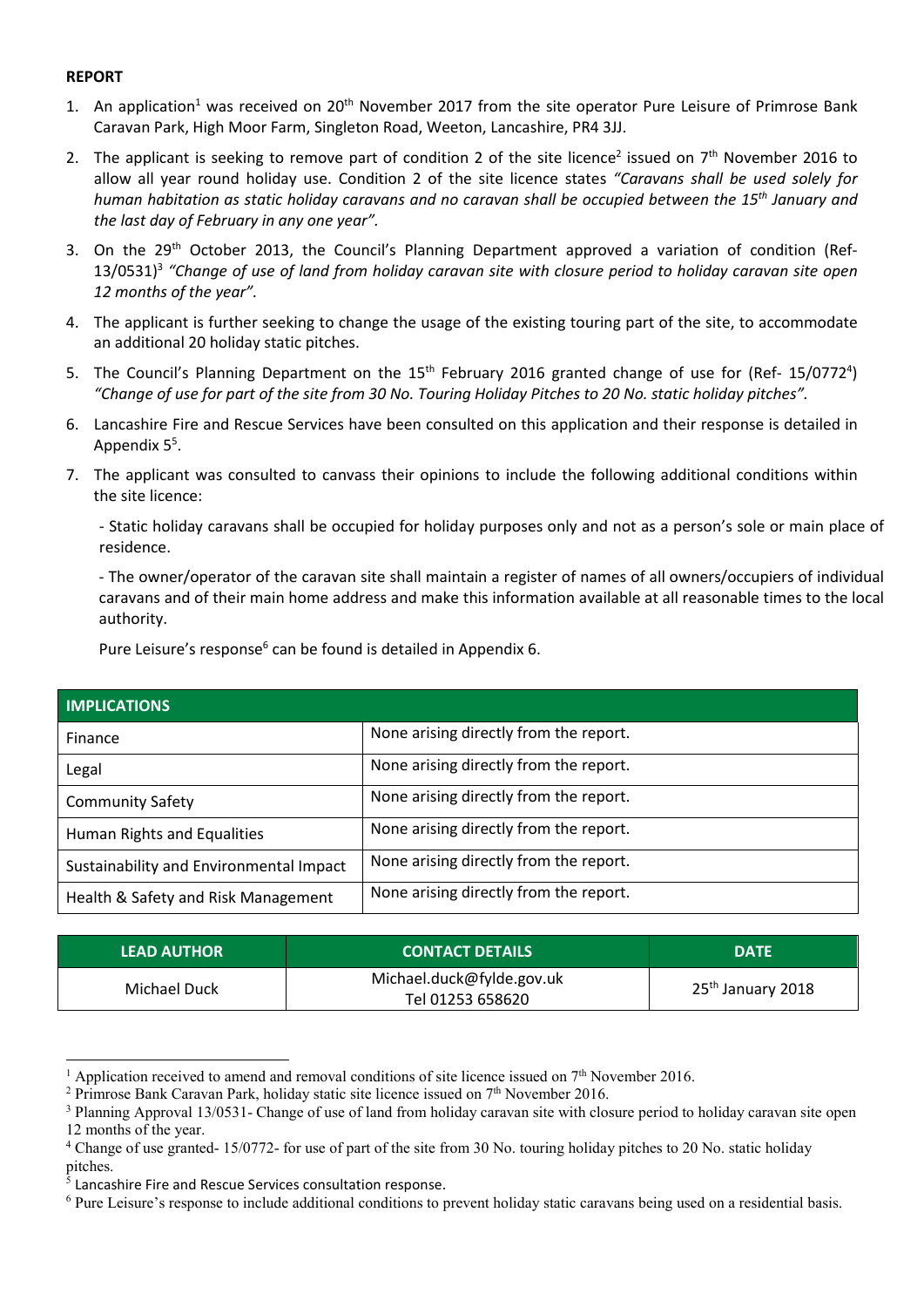**REPORT**

1. An application[1] was received on 20th November 2017 from the site operator Pure Leisure of Primrose Bank Caravan Park, High Moor Farm, Singleton Road, Weeton, Lancashire, PR4 3JJ.
2. The applicant is seeking to remove part of condition 2 of the site licence[2] issued on 7th November 2016 to allow all year round holiday use. Condition 2 of the site licence states *"Caravans shall be used solely for human habitation as static holiday caravans and no caravan shall be occupied between the 15th January and the last day of February in any one year".*
3. On the 29th October 2013, the Council's Planning Department approved a variation of condition (Ref- 13/0531)[3] *"Change of use of land from holiday caravan site with closure period to holiday caravan site open 12 months of the year".*
4. The applicant is further seeking to change the usage of the existing touring part of the site, to accommodate an additional 20 holiday static pitches.
5. The Council's Planning Department on the 15th February 2016 granted change of use for (Ref- 15/0772[4]) *"Change of use for part of the site from 30 No. Touring Holiday Pitches to 20 No. static holiday pitches".*
6. Lancashire Fire and Rescue Services have been consulted on this application and their response is detailed in Appendix 5[5].
7. The applicant was consulted to canvass their opinions to include the following additional conditions within the site licence:

   - Static holiday caravans shall be occupied for holiday purposes only and not as a person's sole or main place of residence.

   - The owner/operator of the caravan site shall maintain a register of names of all owners/occupiers of individual caravans and of their main home address and make this information available at all reasonable times to the local authority.

   Pure Leisure's response[6] can be found is detailed in Appendix 6.

| IMPLICATIONS | |
|---|---|
| Finance | None arising directly from the report. |
| Legal | None arising directly from the report. |
| Community Safety | None arising directly from the report. |
| Human Rights and Equalities | None arising directly from the report. |
| Sustainability and Environmental Impact | None arising directly from the report. |
| Health & Safety and Risk Management | None arising directly from the report. |

| LEAD AUTHOR | CONTACT DETAILS | DATE |
|---|---|---|
| Michael Duck | Michael.duck@fylde.gov.uk<br>Tel 01253 658620 | 25th January 2018 |

[1] Application received to amend and removal conditions of site licence issued on 7th November 2016.
[2] Primrose Bank Caravan Park, holiday static site licence issued on 7th November 2016.
[3] Planning Approval 13/0531- Change of use of land from holiday caravan site with closure period to holiday caravan site open 12 months of the year.
[4] Change of use granted- 15/0772- for use of part of the site from 30 No. touring holiday pitches to 20 No. static holiday pitches.
[5] Lancashire Fire and Rescue Services consultation response.
[6] Pure Leisure's response to include additional conditions to prevent holiday static caravans being used on a residential basis.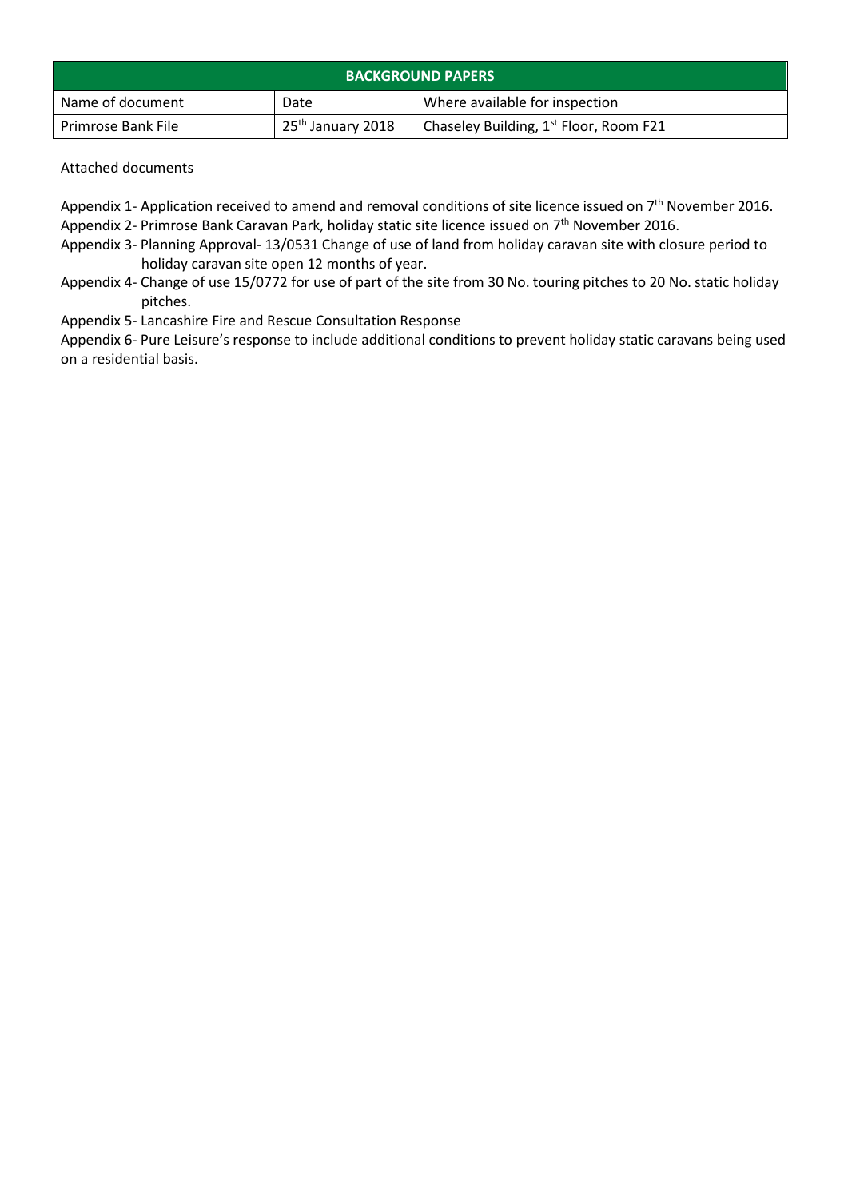| BACKGROUND PAPERS | | |
|---|---|---|
| Name of document | Date | Where available for inspection |
| Primrose Bank File | 25th January 2018 | Chaseley Building, 1st Floor, Room F21 |

Attached documents

Appendix 1- Application received to amend and removal conditions of site licence issued on 7th November 2016.

Appendix 2- Primrose Bank Caravan Park, holiday static site licence issued on 7th November 2016.

Appendix 3- Planning Approval- 13/0531 Change of use of land from holiday caravan site with closure period to holiday caravan site open 12 months of year.

Appendix 4- Change of use 15/0772 for use of part of the site from 30 No. touring pitches to 20 No. static holiday pitches.

Appendix 5- Lancashire Fire and Rescue Consultation Response

Appendix 6- Pure Leisure's response to include additional conditions to prevent holiday static caravans being used on a residential basis.